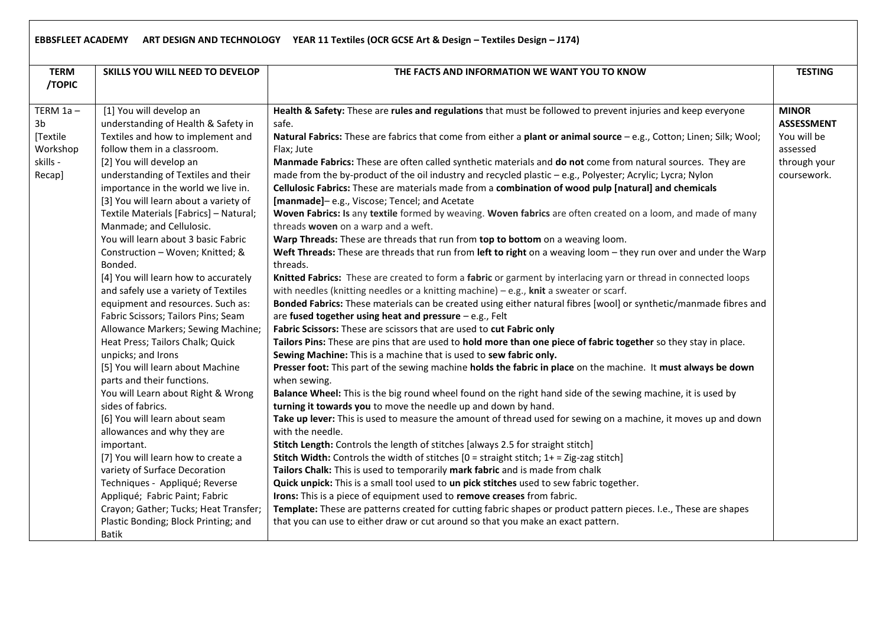**EBBSFLEET ACADEMY ART DESIGN AND TECHNOLOGY YEAR 11 Textiles (OCR GCSE Art & Design – Textiles Design – J174)**

| TERM /TOPIC | SKILLS YOU WILL NEED TO DEVELOP | THE FACTS AND INFORMATION WE WANT YOU TO KNOW | TESTING |
|---|---|---|---|
| TERM 1a – 3b [Textile Workshop skills - Recap] | [1] You will develop an understanding of Health & Safety in Textiles and how to implement and follow them in a classroom.<br>[2] You will develop an understanding of Textiles and their importance in the world we live in.<br>[3] You will learn about a variety of Textile Materials [Fabrics] – Natural; Manmade; and Cellulosic.<br>You will learn about 3 basic Fabric Construction – Woven; Knitted; & Bonded.<br>[4] You will learn how to accurately and safely use a variety of Textiles equipment and resources. Such as: Fabric Scissors; Tailors Pins; Seam Allowance Markers; Sewing Machine; Heat Press; Tailors Chalk; Quick unpicks; and Irons<br>[5] You will learn about Machine parts and their functions.<br>You will Learn about Right & Wrong sides of fabrics.<br>[6] You will learn about seam allowances and why they are important.<br>[7] You will learn how to create a variety of Surface Decoration Techniques - Appliqué; Reverse Appliqué; Fabric Paint; Fabric Crayon; Gather; Tucks; Heat Transfer; Plastic Bonding; Block Printing; and Batik | **Health & Safety:** These are **rules and regulations** that must be followed to prevent injuries and keep everyone safe.<br>**Natural Fabrics:** These are fabrics that come from either a **plant or animal source** – e.g., Cotton; Linen; Silk; Wool; Flax; Jute<br>**Manmade Fabrics:** These are often called synthetic materials and **do not** come from natural sources. They are made from the by-product of the oil industry and recycled plastic – e.g., Polyester; Acrylic; Lycra; Nylon<br>**Cellulosic Fabrics:** These are materials made from a **combination of wood pulp [natural] and chemicals [manmade]**– e.g., Viscose; Tencel; and Acetate<br>**Woven Fabrics: Is** any **textile** formed by weaving. **Woven fabrics** are often created on a loom, and made of many threads **woven** on a warp and a weft.<br>**Warp Threads:** These are threads that run from **top to bottom** on a weaving loom.<br>**Weft Threads:** These are threads that run from **left to right** on a weaving loom – they run over and under the Warp threads.<br>**Knitted Fabrics:** These are created to form a **fabric** or garment by interlacing yarn or thread in connected loops with needles (knitting needles or a knitting machine) – e.g., **knit** a sweater or scarf.<br>**Bonded Fabrics:** These materials can be created using either natural fibres [wool] or synthetic/manmade fibres and are **fused together using heat and pressure** – e.g., Felt<br>**Fabric Scissors:** These are scissors that are used to **cut Fabric only**<br>**Tailors Pins:** These are pins that are used to **hold more than one piece of fabric together** so they stay in place.<br>**Sewing Machine:** This is a machine that is used to **sew fabric only.**<br>**Presser foot:** This part of the sewing machine **holds the fabric in place** on the machine. It **must always be down** when sewing.<br>**Balance Wheel:** This is the big round wheel found on the right hand side of the sewing machine, it is used by **turning it towards you** to move the needle up and down by hand.<br>**Take up lever:** This is used to measure the amount of thread used for sewing on a machine, it moves up and down with the needle.<br>**Stitch Length:** Controls the length of stitches [always 2.5 for straight stitch]<br>**Stitch Width:** Controls the width of stitches [0 = straight stitch; 1+ = Zig-zag stitch]<br>**Tailors Chalk:** This is used to temporarily **mark fabric** and is made from chalk<br>**Quick unpick:** This is a small tool used to **un pick stitches** used to sew fabric together.<br>**Irons:** This is a piece of equipment used to **remove creases** from fabric.<br>**Template:** These are patterns created for cutting fabric shapes or product pattern pieces. I.e., These are shapes that you can use to either draw or cut around so that you make an exact pattern. | **MINOR ASSESSMENT** You will be assessed through your coursework. |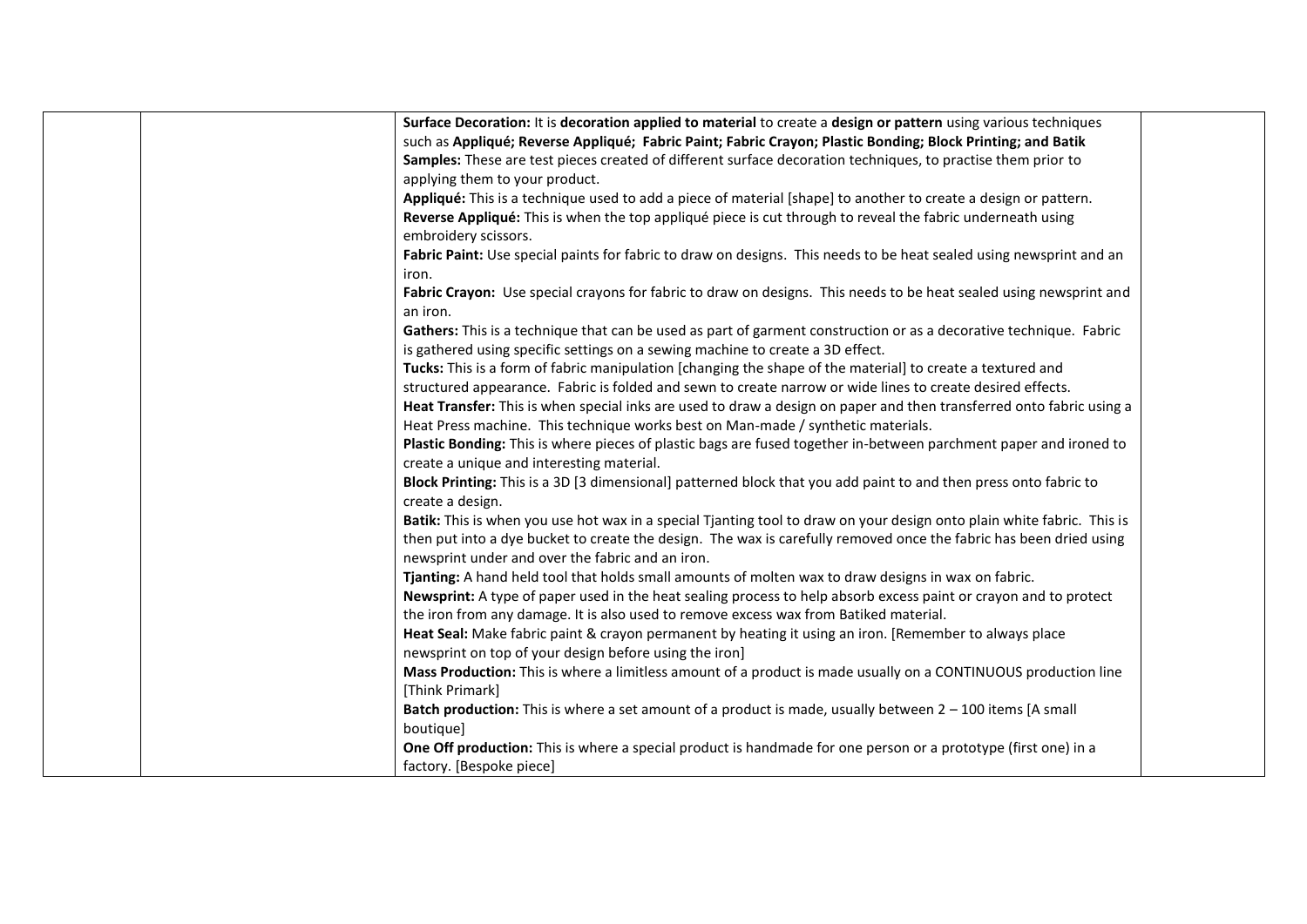| | | | |
|---|---|---|---|
| | | **Surface Decoration:** It is **decoration applied to material** to create a **design or pattern** using various techniques such as **Appliqué; Reverse Appliqué; Fabric Paint; Fabric Crayon; Plastic Bonding; Block Printing; and Batik**<br>**Samples:** These are test pieces created of different surface decoration techniques, to practise them prior to applying them to your product.<br>**Appliqué:** This is a technique used to add a piece of material [shape] to another to create a design or pattern.<br>**Reverse Appliqué:** This is when the top appliqué piece is cut through to reveal the fabric underneath using embroidery scissors.<br>**Fabric Paint:** Use special paints for fabric to draw on designs. This needs to be heat sealed using newsprint and an iron.<br>**Fabric Crayon:** Use special crayons for fabric to draw on designs. This needs to be heat sealed using newsprint and an iron.<br>**Gathers:** This is a technique that can be used as part of garment construction or as a decorative technique. Fabric is gathered using specific settings on a sewing machine to create a 3D effect.<br>**Tucks:** This is a form of fabric manipulation [changing the shape of the material] to create a textured and structured appearance. Fabric is folded and sewn to create narrow or wide lines to create desired effects.<br>**Heat Transfer:** This is when special inks are used to draw a design on paper and then transferred onto fabric using a Heat Press machine. This technique works best on Man-made / synthetic materials.<br>**Plastic Bonding:** This is where pieces of plastic bags are fused together in-between parchment paper and ironed to create a unique and interesting material.<br>**Block Printing:** This is a 3D [3 dimensional] patterned block that you add paint to and then press onto fabric to create a design.<br>**Batik:** This is when you use hot wax in a special Tjanting tool to draw on your design onto plain white fabric. This is then put into a dye bucket to create the design. The wax is carefully removed once the fabric has been dried using newsprint under and over the fabric and an iron.<br>**Tjanting:** A hand held tool that holds small amounts of molten wax to draw designs in wax on fabric.<br>**Newsprint:** A type of paper used in the heat sealing process to help absorb excess paint or crayon and to protect the iron from any damage. It is also used to remove excess wax from Batiked material.<br>**Heat Seal:** Make fabric paint & crayon permanent by heating it using an iron. [Remember to always place newsprint on top of your design before using the iron]<br>**Mass Production:** This is where a limitless amount of a product is made usually on a CONTINUOUS production line [Think Primark]<br>**Batch production:** This is where a set amount of a product is made, usually between 2 – 100 items [A small boutique]<br>**One Off production:** This is where a special product is handmade for one person or a prototype (first one) in a factory. [Bespoke piece] | |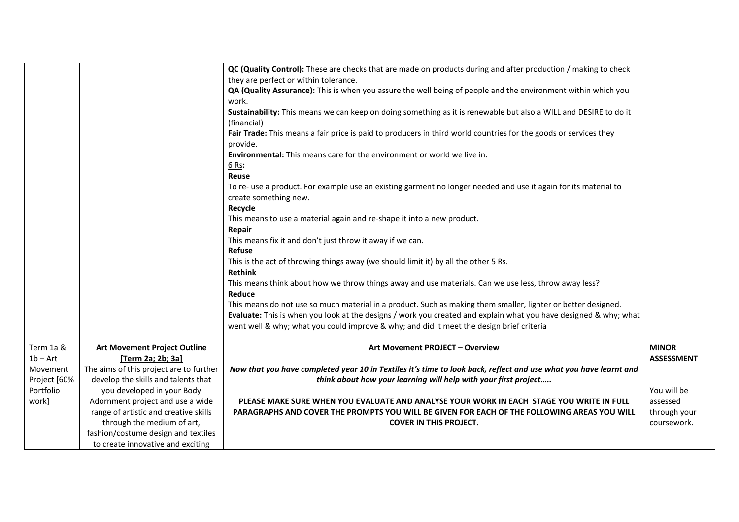| | | | |
|---|---|---|---|
| | | **QC (Quality Control):** These are checks that are made on products during and after production / making to check they are perfect or within tolerance.<br>**QA (Quality Assurance):** This is when you assure the well being of people and the environment within which you work.<br>**Sustainability:** This means we can keep on doing something as it is renewable but also a WILL and DESIRE to do it (financial)<br>**Fair Trade:** This means a fair price is paid to producers in third world countries for the goods or services they provide.<br>**Environmental:** This means care for the environment or world we live in.<br><u>6 Rs</u>**:**<br>**Reuse**<br>To re- use a product. For example use an existing garment no longer needed and use it again for its material to create something new.<br>**Recycle**<br>This means to use a material again and re-shape it into a new product.<br>**Repair**<br>This means fix it and don't just throw it away if we can.<br>**Refuse**<br>This is the act of throwing things away (we should limit it) by all the other 5 Rs.<br>**Rethink**<br>This means think about how we throw things away and use materials. Can we use less, throw away less?<br>**Reduce**<br>This means do not use so much material in a product. Such as making them smaller, lighter or better designed.<br>**Evaluate:** This is when you look at the designs / work you created and explain what you have designed & why; what went well & why; what you could improve & why; and did it meet the design brief criteria | |
| Term 1a & 1b – Art Movement Project [60% Portfolio work] | **<u>Art Movement Project Outline</u>**<br>**<u>[Term 2a; 2b; 3a]</u>**<br>The aims of this project are to further develop the skills and talents that you developed in your Body Adornment project and use a wide range of artistic and creative skills through the medium of art, fashion/costume design and textiles to create innovative and exciting | **<u>Art Movement PROJECT – Overview</u>**<br><br>***Now that you have completed year 10 in Textiles it's time to look back, reflect and use what you have learnt and think about how your learning will help with your first project…..***<br><br>**PLEASE MAKE SURE WHEN YOU EVALUATE AND ANALYSE YOUR WORK IN EACH STAGE YOU WRITE IN FULL PARAGRAPHS AND COVER THE PROMPTS YOU WILL BE GIVEN FOR EACH OF THE FOLLOWING AREAS YOU WILL COVER IN THIS PROJECT.** | **MINOR ASSESSMENT**<br><br>You will be assessed through your coursework. |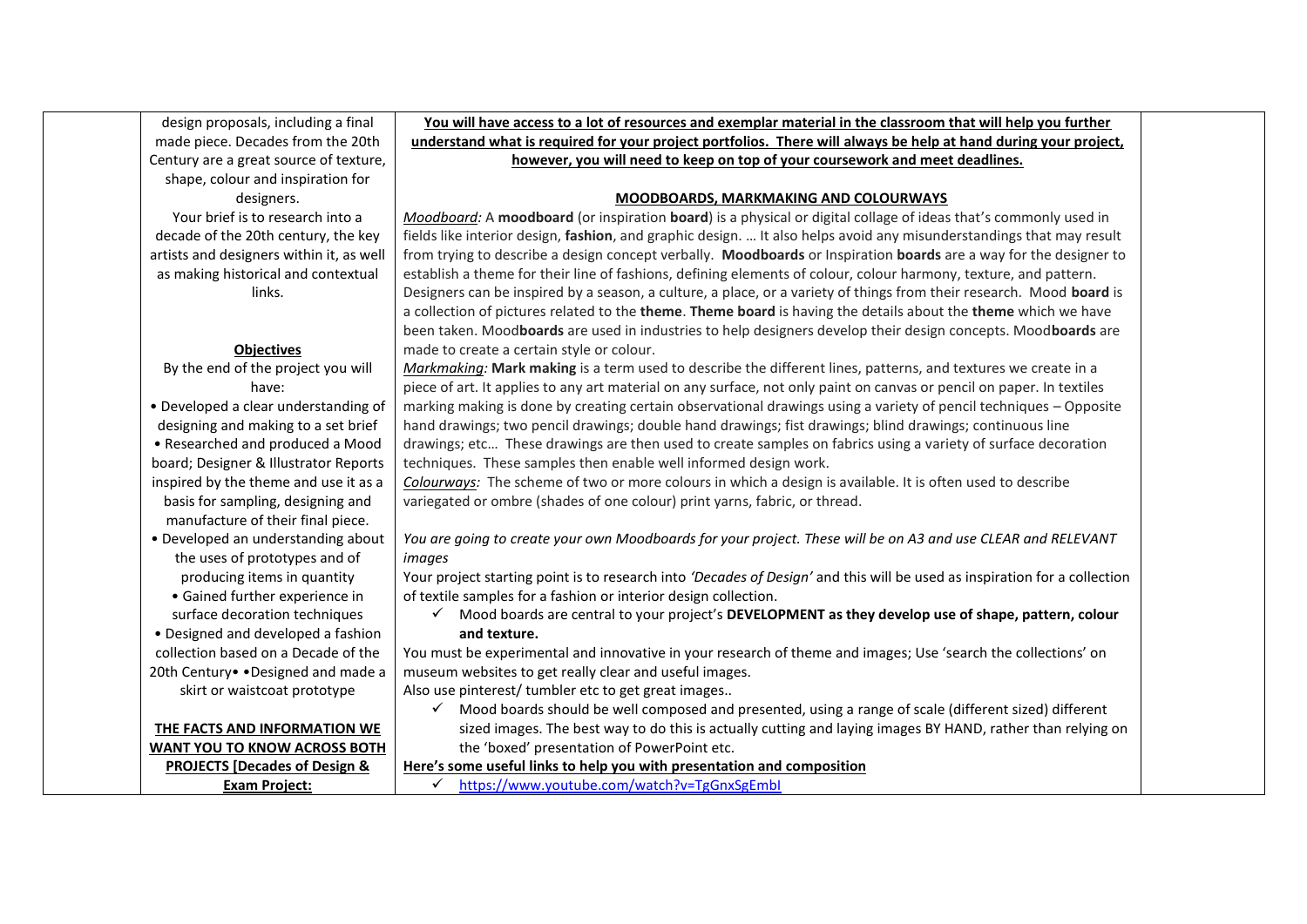| | | | |
|---|---|---|---|
| | design proposals, including a final made piece. Decades from the 20th Century are a great source of texture, shape, colour and inspiration for designers.<br><br>Your brief is to research into a decade of the 20th century, the key artists and designers within it, as well as making historical and contextual links.<br><br>**Objectives**<br>By the end of the project you will have:<br>• Developed a clear understanding of designing and making to a set brief<br>• Researched and produced a Mood board; Designer & Illustrator Reports inspired by the theme and use it as a basis for sampling, designing and manufacture of their final piece.<br>• Developed an understanding about the uses of prototypes and of producing items in quantity<br>• Gained further experience in surface decoration techniques<br>• Designed and developed a fashion collection based on a Decade of the 20th Century• •Designed and made a skirt or waistcoat prototype<br><br>**THE FACTS AND INFORMATION WE WANT YOU TO KNOW ACROSS BOTH PROJECTS [Decades of Design & Exam Project:** | **You will have access to a lot of resources and exemplar material in the classroom that will help you further understand what is required for your project portfolios. There will always be help at hand during your project, however, you will need to keep on top of your coursework and meet deadlines.**<br><br>**MOODBOARDS, MARKMAKING AND COLOURWAYS**<br>*Moodboard:* A **moodboard** (or inspiration **board**) is a physical or digital collage of ideas that's commonly used in fields like interior design, **fashion**, and graphic design. … It also helps avoid any misunderstandings that may result from trying to describe a design concept verbally. **Moodboards** or Inspiration **boards** are a way for the designer to establish a theme for their line of fashions, defining elements of colour, colour harmony, texture, and pattern. Designers can be inspired by a season, a culture, a place, or a variety of things from their research. Mood **board** is a collection of pictures related to the **theme**. **Theme board** is having the details about the **theme** which we have been taken. Mood**boards** are used in industries to help designers develop their design concepts. Mood**boards** are made to create a certain style or colour.<br>*Markmaking:* **Mark making** is a term used to describe the different lines, patterns, and textures we create in a piece of art. It applies to any art material on any surface, not only paint on canvas or pencil on paper. In textiles marking making is done by creating certain observational drawings using a variety of pencil techniques – Opposite hand drawings; two pencil drawings; double hand drawings; fist drawings; blind drawings; continuous line drawings; etc… These drawings are then used to create samples on fabrics using a variety of surface decoration techniques. These samples then enable well informed design work.<br>*Colourways:* The scheme of two or more colours in which a design is available. It is often used to describe variegated or ombre (shades of one colour) print yarns, fabric, or thread.<br><br>*You are going to create your own Moodboards for your project. These will be on A3 and use CLEAR and RELEVANT images*<br>Your project starting point is to research into *'Decades of Design'* and this will be used as inspiration for a collection of textile samples for a fashion or interior design collection.<br>✓ Mood boards are central to your project's **DEVELOPMENT as they develop use of shape, pattern, colour and texture.**<br>You must be experimental and innovative in your research of theme and images; Use 'search the collections' on museum websites to get really clear and useful images.<br>Also use pinterest/ tumbler etc to get great images..<br>✓ Mood boards should be well composed and presented, using a range of scale (different sized) different sized images. The best way to do this is actually cutting and laying images BY HAND, rather than relying on the 'boxed' presentation of PowerPoint etc.<br>**Here's some useful links to help you with presentation and composition**<br>✓ https://www.youtube.com/watch?v=TgGnxSgEmbI | |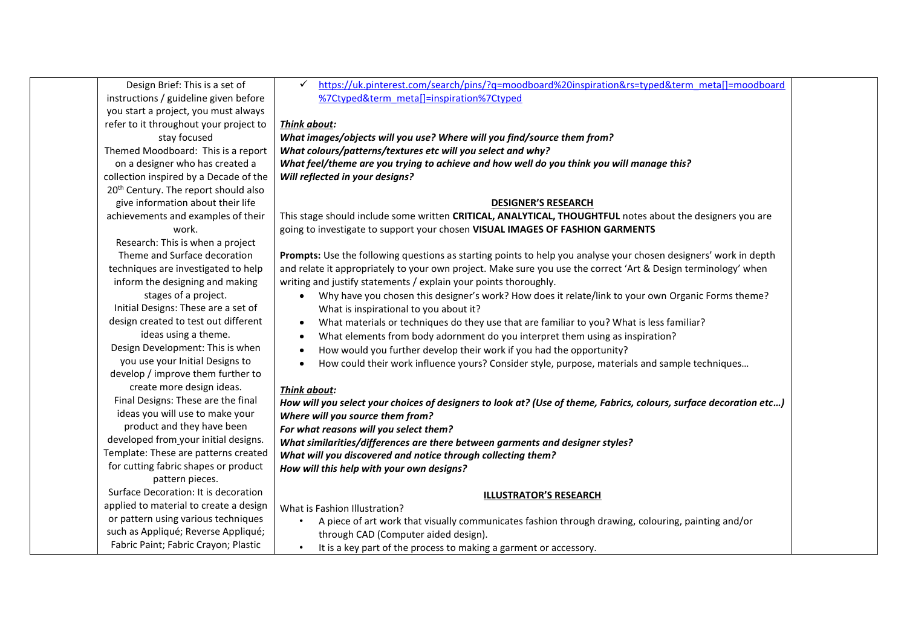| | | | |
|---|---|---|---|
| | Design Brief: This is a set of instructions / guideline given before you start a project, you must always refer to it throughout your project to stay focused<br>Themed Moodboard: This is a report on a designer who has created a collection inspired by a Decade of the 20th Century. The report should also give information about their life achievements and examples of their work.<br>Research: This is when a project Theme and Surface decoration techniques are investigated to help inform the designing and making stages of a project.<br>Initial Designs: These are a set of design created to test out different ideas using a theme.<br>Design Development: This is when you use your Initial Designs to develop / improve them further to create more design ideas.<br>Final Designs: These are the final ideas you will use to make your product and they have been developed from your initial designs.<br>Template: These are patterns created for cutting fabric shapes or product pattern pieces.<br>Surface Decoration: It is decoration applied to material to create a design or pattern using various techniques such as Appliqué; Reverse Appliqué; Fabric Paint; Fabric Crayon; Plastic | ✓ https://uk.pinterest.com/search/pins/?q=moodboard%20inspiration&rs=typed&term_meta[]=moodboard%7Ctyped&term_meta[]=inspiration%7Ctyped<br><br>***Think about:***<br>***What images/objects will you use? Where will you find/source them from?***<br>***What colours/patterns/textures etc will you select and why?***<br>***What feel/theme are you trying to achieve and how well do you think you will manage this?***<br>***Will reflected in your designs?***<br><br>**DESIGNER'S RESEARCH**<br>This stage should include some written **CRITICAL, ANALYTICAL, THOUGHTFUL** notes about the designers you are going to investigate to support your chosen **VISUAL IMAGES OF FASHION GARMENTS**<br><br>**Prompts:** Use the following questions as starting points to help you analyse your chosen designers' work in depth and relate it appropriately to your own project. Make sure you use the correct 'Art & Design terminology' when writing and justify statements / explain your points thoroughly.<br>• Why have you chosen this designer's work? How does it relate/link to your own Organic Forms theme? What is inspirational to you about it?<br>• What materials or techniques do they use that are familiar to you? What is less familiar?<br>• What elements from body adornment do you interpret them using as inspiration?<br>• How would you further develop their work if you had the opportunity?<br>• How could their work influence yours? Consider style, purpose, materials and sample techniques…<br><br>***Think about:***<br>***How will you select your choices of designers to look at? (Use of theme, Fabrics, colours, surface decoration etc…)***<br>***Where will you source them from?***<br>***For what reasons will you select them?***<br>***What similarities/differences are there between garments and designer styles?***<br>***What will you discovered and notice through collecting them?***<br>***How will this help with your own designs?***<br><br>**ILLUSTRATOR'S RESEARCH**<br>What is Fashion Illustration?<br>• A piece of art work that visually communicates fashion through drawing, colouring, painting and/or through CAD (Computer aided design).<br>• It is a key part of the process to making a garment or accessory. | |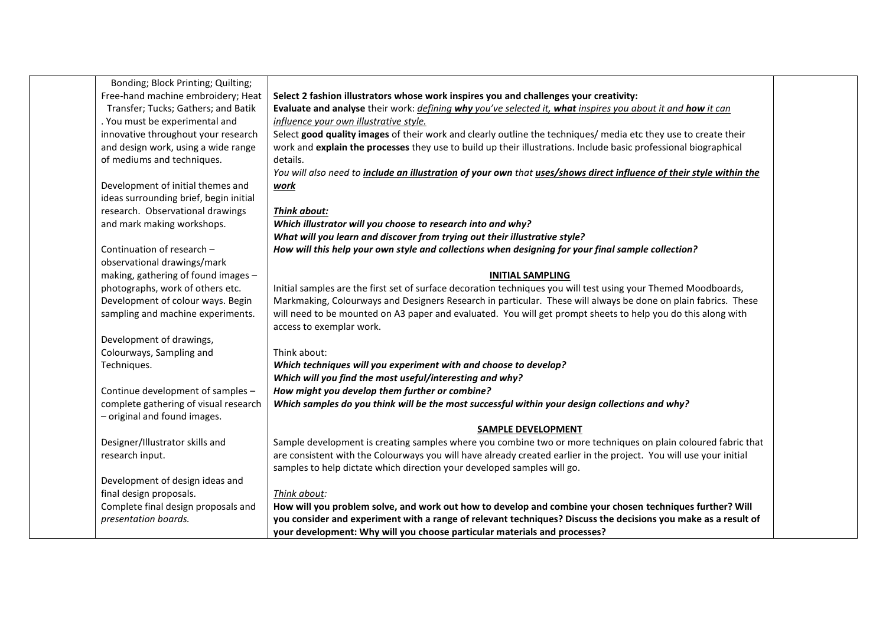| | | | |
|---|---|---|---|
| | Bonding; Block Printing; Quilting; Free-hand machine embroidery; Heat Transfer; Tucks; Gathers; and Batik . You must be experimental and innovative throughout your research and design work, using a wide range of mediums and techniques.<br><br>Development of initial themes and ideas surrounding brief, begin initial research. Observational drawings and mark making workshops.<br><br>Continuation of research – observational drawings/mark making, gathering of found images – photographs, work of others etc. Development of colour ways. Begin sampling and machine experiments.<br><br>Development of drawings, Colourways, Sampling and Techniques.<br><br>Continue development of samples – complete gathering of visual research – original and found images.<br><br>Designer/Illustrator skills and research input.<br><br>Development of design ideas and final design proposals.<br>Complete final design proposals and *presentation boards.* | **Select 2 fashion illustrators whose work inspires you and challenges your creativity:**<br>**Evaluate and analyse** their work: *defining **why** you've selected it, **what** inspires you about it and **how** it can influence your own illustrative style.*<br>Select **good quality images** of their work and clearly outline the techniques/ media etc they use to create their work and **explain the processes** they use to build up their illustrations. Include basic professional biographical details.<br>*You will also need to **include an illustration** of your own that **uses/shows direct influence of their style within the work***<br><br>***Think about:***<br>***Which illustrator will you choose to research into and why?***<br>***What will you learn and discover from trying out their illustrative style?***<br>***How will this help your own style and collections when designing for your final sample collection?***<br><br>**INITIAL SAMPLING**<br>Initial samples are the first set of surface decoration techniques you will test using your Themed Moodboards, Markmaking, Colourways and Designers Research in particular. These will always be done on plain fabrics. These will need to be mounted on A3 paper and evaluated. You will get prompt sheets to help you do this along with access to exemplar work.<br><br>Think about:<br>***Which techniques will you experiment with and choose to develop?***<br>***Which will you find the most useful/interesting and why?***<br>***How might you develop them further or combine?***<br>***Which samples do you think will be the most successful within your design collections and why?***<br><br>**SAMPLE DEVELOPMENT**<br>Sample development is creating samples where you combine two or more techniques on plain coloured fabric that are consistent with the Colourways you will have already created earlier in the project. You will use your initial samples to help dictate which direction your developed samples will go.<br><br>*Think about:*<br>**How will you problem solve, and work out how to develop and combine your chosen techniques further? Will you consider and experiment with a range of relevant techniques? Discuss the decisions you make as a result of your development: Why will you choose particular materials and processes?** | |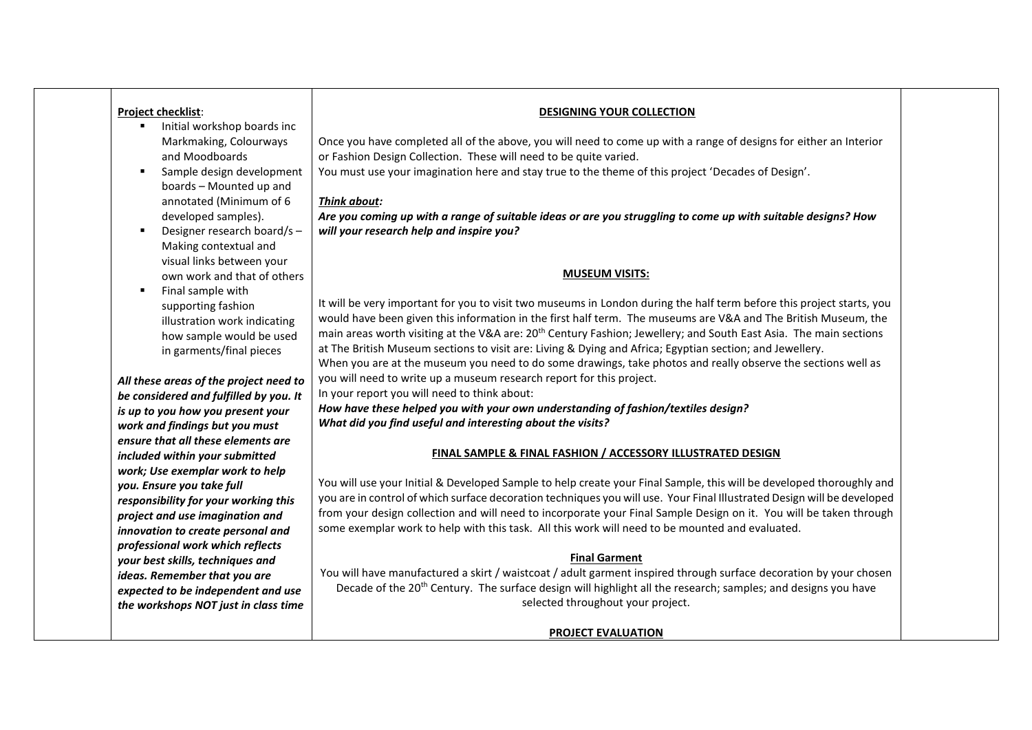**Project checklist**:

- Initial workshop boards inc Markmaking, Colourways and Moodboards
- Sample design development boards – Mounted up and annotated (Minimum of 6 developed samples).
- Designer research board/s – Making contextual and visual links between your own work and that of others
- Final sample with supporting fashion illustration work indicating how sample would be used in garments/final pieces

***All these areas of the project need to be considered and fulfilled by you. It is up to you how you present your work and findings but you must ensure that all these elements are included within your submitted work; Use exemplar work to help you. Ensure you take full responsibility for your working this project and use imagination and innovation to create personal and professional work which reflects your best skills, techniques and ideas. Remember that you are expected to be independent and use the workshops NOT just in class time***

**DESIGNING YOUR COLLECTION**

Once you have completed all of the above, you will need to come up with a range of designs for either an Interior or Fashion Design Collection. These will need to be quite varied.
You must use your imagination here and stay true to the theme of this project 'Decades of Design'.

***Think about:***

***Are you coming up with a range of suitable ideas or are you struggling to come up with suitable designs? How will your research help and inspire you?***

**MUSEUM VISITS:**

It will be very important for you to visit two museums in London during the half term before this project starts, you would have been given this information in the first half term. The museums are V&A and The British Museum, the main areas worth visiting at the V&A are: 20th Century Fashion; Jewellery; and South East Asia. The main sections at The British Museum sections to visit are: Living & Dying and Africa; Egyptian section; and Jewellery.
When you are at the museum you need to do some drawings, take photos and really observe the sections well as you will need to write up a museum research report for this project.
In your report you will need to think about:
***How have these helped you with your own understanding of fashion/textiles design?***
***What did you find useful and interesting about the visits?***

**FINAL SAMPLE & FINAL FASHION / ACCESSORY ILLUSTRATED DESIGN**

You will use your Initial & Developed Sample to help create your Final Sample, this will be developed thoroughly and you are in control of which surface decoration techniques you will use. Your Final Illustrated Design will be developed from your design collection and will need to incorporate your Final Sample Design on it. You will be taken through some exemplar work to help with this task. All this work will need to be mounted and evaluated.

**Final Garment**

You will have manufactured a skirt / waistcoat / adult garment inspired through surface decoration by your chosen Decade of the 20th Century. The surface design will highlight all the research; samples; and designs you have selected throughout your project.

**PROJECT EVALUATION**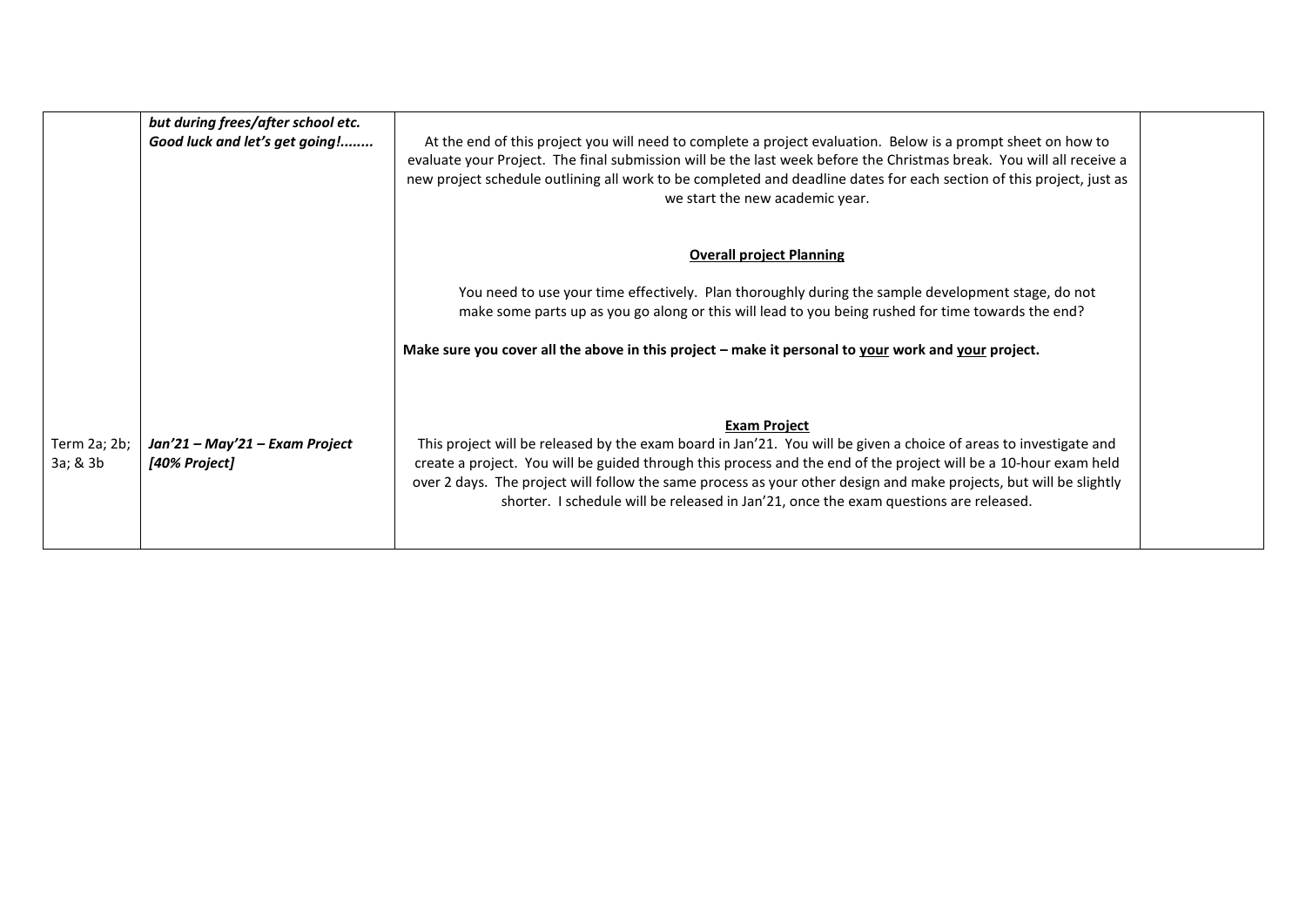| | | | |
|---|---|---|---|
| | ***but during frees/after school etc. Good luck and let's get going!........*** | At the end of this project you will need to complete a project evaluation. Below is a prompt sheet on how to evaluate your Project. The final submission will be the last week before the Christmas break. You will all receive a new project schedule outlining all work to be completed and deadline dates for each section of this project, just as we start the new academic year.<br><br>**<u>Overall project Planning</u>**<br><br>You need to use your time effectively. Plan thoroughly during the sample development stage, do not make some parts up as you go along or this will lead to you being rushed for time towards the end?<br><br>**Make sure you cover all the above in this project – make it personal to <u>your</u> work and <u>your</u> project.** | |
| Term 2a; 2b; 3a; & 3b | ***Jan'21 – May'21 – Exam Project [40% Project]*** | **<u>Exam Project</u>**<br>This project will be released by the exam board in Jan'21. You will be given a choice of areas to investigate and create a project. You will be guided through this process and the end of the project will be a 10-hour exam held over 2 days. The project will follow the same process as your other design and make projects, but will be slightly shorter. I schedule will be released in Jan'21, once the exam questions are released. | |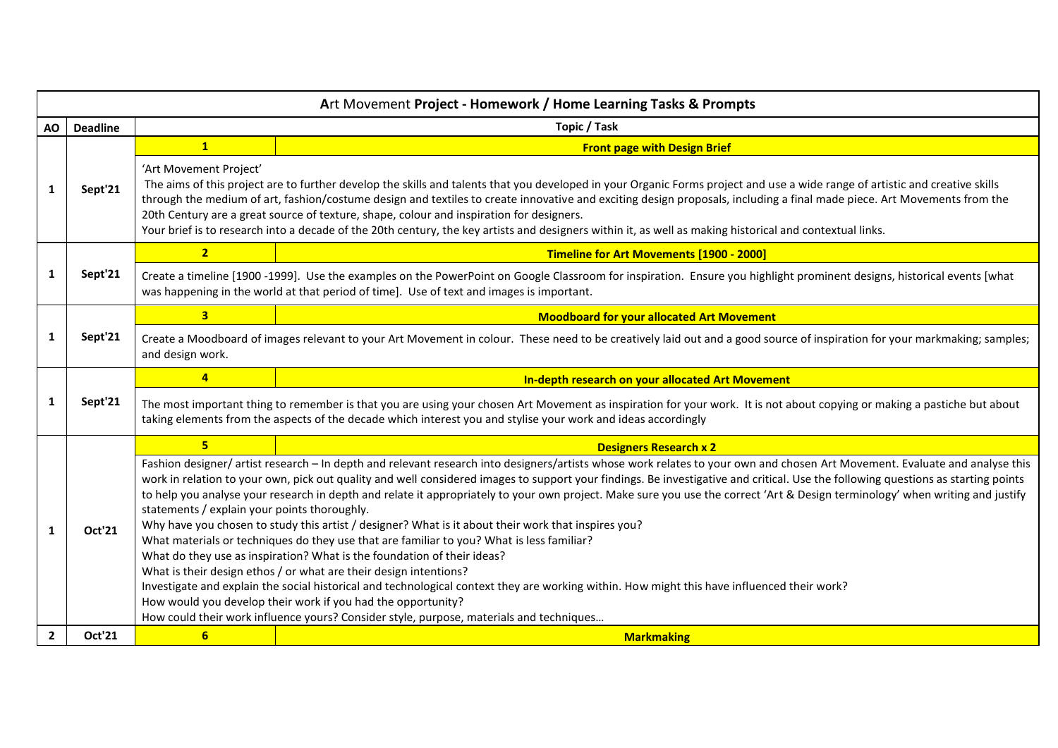| **A**rt Movement **Project - Homework / Home Learning Tasks & Prompts** | | | |
|---|---|---|---|
| **AO** | **Deadline** | **Topic / Task** | |
| 1 | Sept'21 | **1** | **Front page with Design Brief** |
| | | 'Art Movement Project'<br>The aims of this project are to further develop the skills and talents that you developed in your Organic Forms project and use a wide range of artistic and creative skills through the medium of art, fashion/costume design and textiles to create innovative and exciting design proposals, including a final made piece. Art Movements from the 20th Century are a great source of texture, shape, colour and inspiration for designers.<br>Your brief is to research into a decade of the 20th century, the key artists and designers within it, as well as making historical and contextual links. | |
| 1 | Sept'21 | **2** | **Timeline for Art Movements [1900 - 2000]** |
| | | Create a timeline [1900 -1999]. Use the examples on the PowerPoint on Google Classroom for inspiration. Ensure you highlight prominent designs, historical events [what was happening in the world at that period of time]. Use of text and images is important. | |
| 1 | Sept'21 | **3** | **Moodboard for your allocated Art Movement** |
| | | Create a Moodboard of images relevant to your Art Movement in colour. These need to be creatively laid out and a good source of inspiration for your markmaking; samples; and design work. | |
| 1 | Sept'21 | **4** | **In-depth research on your allocated Art Movement** |
| | | The most important thing to remember is that you are using your chosen Art Movement as inspiration for your work. It is not about copying or making a pastiche but about taking elements from the aspects of the decade which interest you and stylise your work and ideas accordingly | |
| 1 | Oct'21 | **5** | **Designers Research x 2** |
| | | Fashion designer/ artist research – In depth and relevant research into designers/artists whose work relates to your own and chosen Art Movement. Evaluate and analyse this work in relation to your own, pick out quality and well considered images to support your findings. Be investigative and critical. Use the following questions as starting points to help you analyse your research in depth and relate it appropriately to your own project. Make sure you use the correct 'Art & Design terminology' when writing and justify statements / explain your points thoroughly.<br>Why have you chosen to study this artist / designer? What is it about their work that inspires you?<br>What materials or techniques do they use that are familiar to you? What is less familiar?<br>What do they use as inspiration? What is the foundation of their ideas?<br>What is their design ethos / or what are their design intentions?<br>Investigate and explain the social historical and technological context they are working within. How might this have influenced their work?<br>How would you develop their work if you had the opportunity?<br>How could their work influence yours? Consider style, purpose, materials and techniques… | |
| 2 | Oct'21 | **6** | **Markmaking** |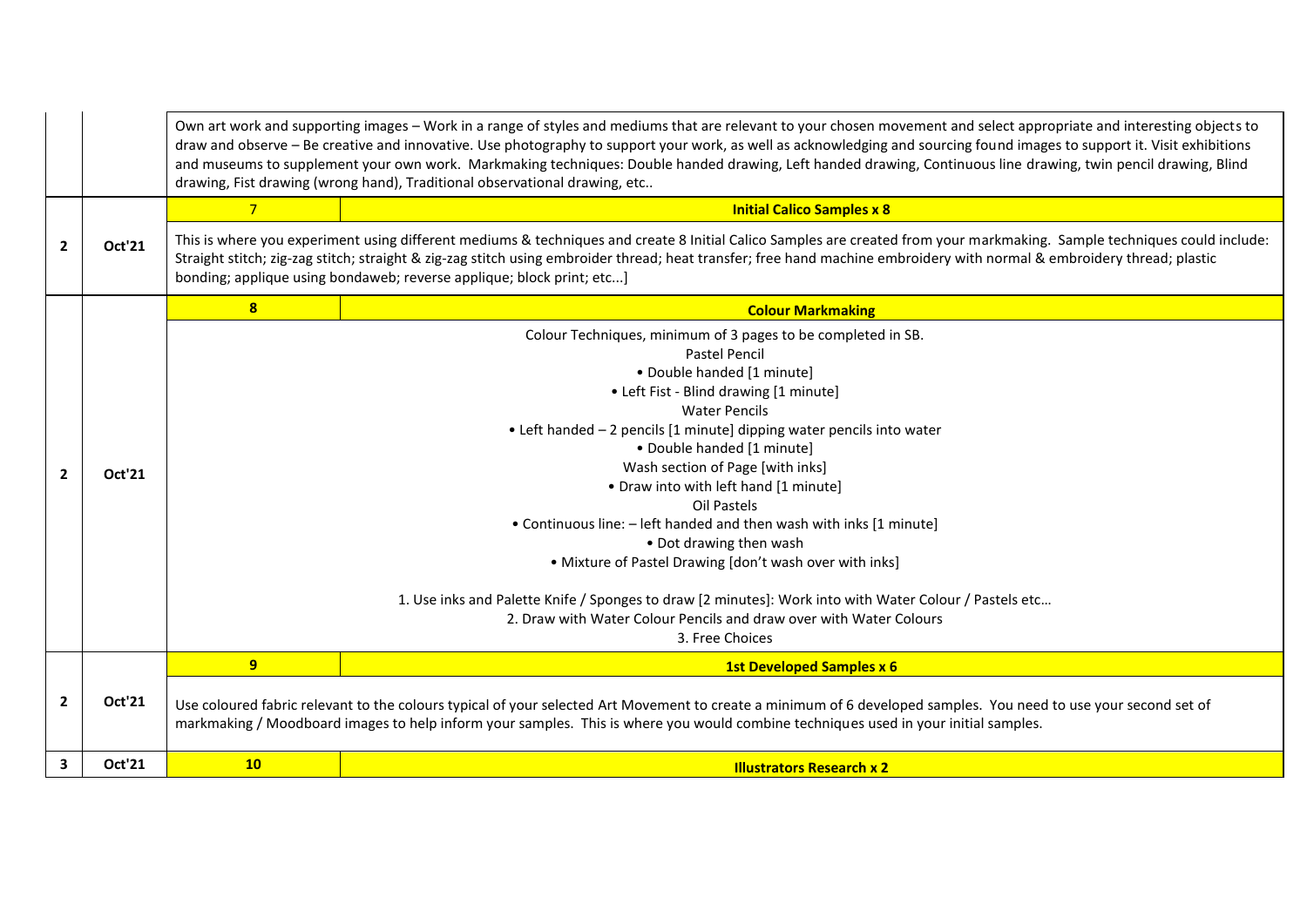| | | | |
|---|---|---|---|
| | | Own art work and supporting images – Work in a range of styles and mediums that are relevant to your chosen movement and select appropriate and interesting objects to draw and observe – Be creative and innovative. Use photography to support your work, as well as acknowledging and sourcing found images to support it. Visit exhibitions and museums to supplement your own work. Markmaking techniques: Double handed drawing, Left handed drawing, Continuous line drawing, twin pencil drawing, Blind drawing, Fist drawing (wrong hand), Traditional observational drawing, etc.. | |
| 2 | Oct'21 | 7 | **Initial Calico Samples x 8** |
| | | This is where you experiment using different mediums & techniques and create 8 Initial Calico Samples are created from your markmaking. Sample techniques could include: Straight stitch; zig-zag stitch; straight & zig-zag stitch using embroider thread; heat transfer; free hand machine embroidery with normal & embroidery thread; plastic bonding; applique using bondaweb; reverse applique; block print; etc...] | |
| 2 | Oct'21 | **8** | **Colour Markmaking** |
| | | Colour Techniques, minimum of 3 pages to be completed in SB.<br>Pastel Pencil<br>• Double handed [1 minute]<br>• Left Fist - Blind drawing [1 minute]<br>Water Pencils<br>• Left handed – 2 pencils [1 minute] dipping water pencils into water<br>• Double handed [1 minute]<br>Wash section of Page [with inks]<br>• Draw into with left hand [1 minute]<br>Oil Pastels<br>• Continuous line: – left handed and then wash with inks [1 minute]<br>• Dot drawing then wash<br>• Mixture of Pastel Drawing [don't wash over with inks]<br><br>1. Use inks and Palette Knife / Sponges to draw [2 minutes]: Work into with Water Colour / Pastels etc…<br>2. Draw with Water Colour Pencils and draw over with Water Colours<br>3. Free Choices | |
| 2 | Oct'21 | **9** | **1st Developed Samples x 6** |
| | | Use coloured fabric relevant to the colours typical of your selected Art Movement to create a minimum of 6 developed samples. You need to use your second set of markmaking / Moodboard images to help inform your samples. This is where you would combine techniques used in your initial samples. | |
| 3 | Oct'21 | **10** | **Illustrators Research x 2** |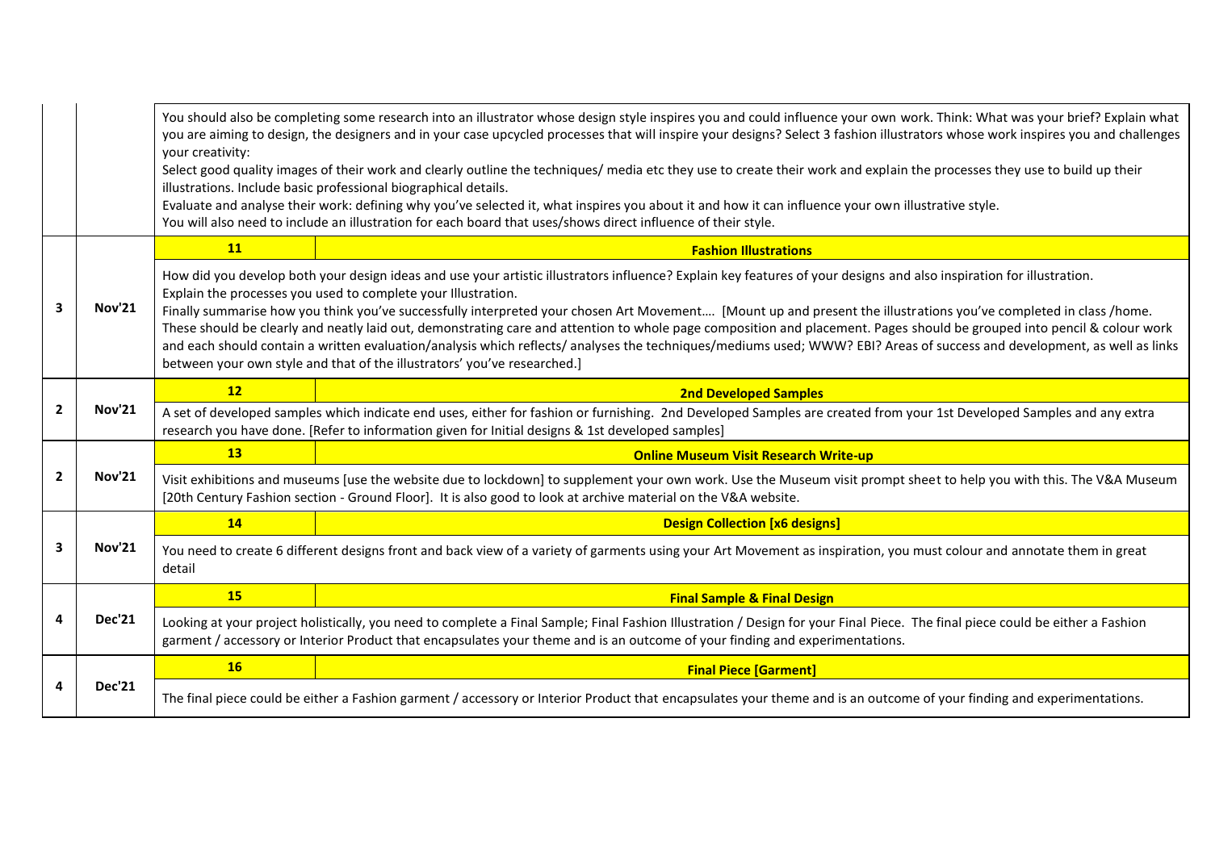| | | | |
|---|---|---|---|
| | | You should also be completing some research into an illustrator whose design style inspires you and could influence your own work. Think: What was your brief? Explain what you are aiming to design, the designers and in your case upcycled processes that will inspire your designs? Select 3 fashion illustrators whose work inspires you and challenges your creativity:<br>Select good quality images of their work and clearly outline the techniques/ media etc they use to create their work and explain the processes they use to build up their illustrations. Include basic professional biographical details.<br>Evaluate and analyse their work: defining why you've selected it, what inspires you about it and how it can influence your own illustrative style.<br>You will also need to include an illustration for each board that uses/shows direct influence of their style. | |
| **3** | **Nov'21** | **11** | **Fashion Illustrations** |
| | | How did you develop both your design ideas and use your artistic illustrators influence? Explain key features of your designs and also inspiration for illustration.<br>Explain the processes you used to complete your Illustration.<br>Finally summarise how you think you've successfully interpreted your chosen Art Movement.... [Mount up and present the illustrations you've completed in class /home. These should be clearly and neatly laid out, demonstrating care and attention to whole page composition and placement. Pages should be grouped into pencil & colour work and each should contain a written evaluation/analysis which reflects/ analyses the techniques/mediums used; WWW? EBI? Areas of success and development, as well as links between your own style and that of the illustrators' you've researched.] | |
| **2** | **Nov'21** | **12** | **2nd Developed Samples** |
| | | A set of developed samples which indicate end uses, either for fashion or furnishing. 2nd Developed Samples are created from your 1st Developed Samples and any extra research you have done. [Refer to information given for Initial designs & 1st developed samples] | |
| **2** | **Nov'21** | **13** | **Online Museum Visit Research Write-up** |
| | | Visit exhibitions and museums [use the website due to lockdown] to supplement your own work. Use the Museum visit prompt sheet to help you with this. The V&A Museum [20th Century Fashion section - Ground Floor]. It is also good to look at archive material on the V&A website. | |
| **3** | **Nov'21** | **14** | **Design Collection [x6 designs]** |
| | | You need to create 6 different designs front and back view of a variety of garments using your Art Movement as inspiration, you must colour and annotate them in great detail | |
| **4** | **Dec'21** | **15** | **Final Sample & Final Design** |
| | | Looking at your project holistically, you need to complete a Final Sample; Final Fashion Illustration / Design for your Final Piece. The final piece could be either a Fashion garment / accessory or Interior Product that encapsulates your theme and is an outcome of your finding and experimentations. | |
| **4** | **Dec'21** | **16** | **Final Piece [Garment]** |
| | | The final piece could be either a Fashion garment / accessory or Interior Product that encapsulates your theme and is an outcome of your finding and experimentations. | |